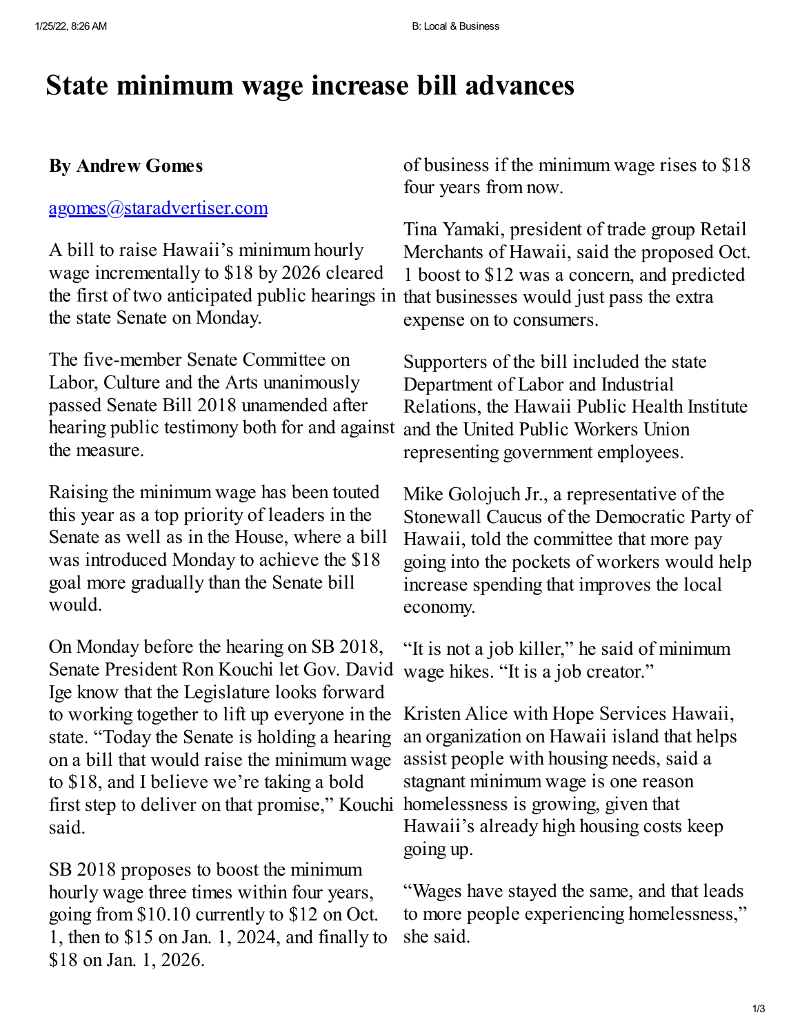# State minimum wage increase bill advances

**By Andrew Gomes**

agomes@staradvertiser.com

A bill to raise Hawaii's minimum hourly wage incrementally to $18 by 2026 cleared the first of two anticipated public hearings in the state Senate on Monday.

The five-member Senate Committee on Labor, Culture and the Arts unanimously passed Senate Bill 2018 unamended after hearing public testimony both for and against the measure.

Raising the minimum wage has been touted this year as a top priority of leaders in the Senate as well as in the House, where a bill was introduced Monday to achieve the $18 goal more gradually than the Senate bill would.

On Monday before the hearing on SB 2018, Senate President Ron Kouchi let Gov. David Ige know that the Legislature looks forward to working together to lift up everyone in the state. "Today the Senate is holding a hearing on a bill that would raise the minimum wage to $18, and I believe we're taking a bold first step to deliver on that promise," Kouchi said.

SB 2018 proposes to boost the minimum hourly wage three times within four years, going from $10.10 currently to $12 on Oct. 1, then to $15 on Jan. 1, 2024, and finally to $18 on Jan. 1, 2026.

of business if the minimum wage rises to $18 four years from now.

Tina Yamaki, president of trade group Retail Merchants of Hawaii, said the proposed Oct. 1 boost to $12 was a concern, and predicted that businesses would just pass the extra expense on to consumers.

Supporters of the bill included the state Department of Labor and Industrial Relations, the Hawaii Public Health Institute and the United Public Workers Union representing government employees.

Mike Golojuch Jr., a representative of the Stonewall Caucus of the Democratic Party of Hawaii, told the committee that more pay going into the pockets of workers would help increase spending that improves the local economy.

"It is not a job killer," he said of minimum wage hikes. "It is a job creator."

Kristen Alice with Hope Services Hawaii, an organization on Hawaii island that helps assist people with housing needs, said a stagnant minimum wage is one reason homelessness is growing, given that Hawaii's already high housing costs keep going up.

"Wages have stayed the same, and that leads to more people experiencing homelessness," she said.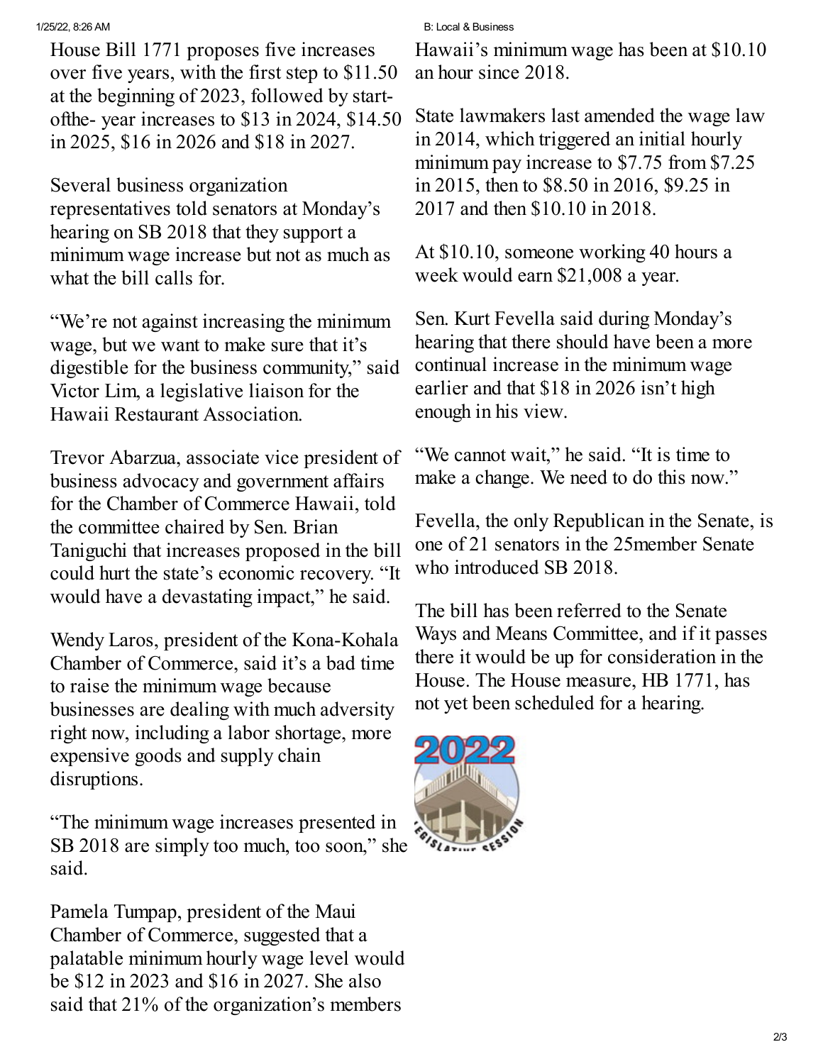House Bill 1771 proposes five increases over five years, with the first step to \$11.50 at the beginning of 2023, followed by startofthe- year increases to \$13 in 2024, \$14.50 in 2025, \$16 in 2026 and \$18 in 2027.

Several business organization representatives told senators at Monday's hearing on SB 2018 that they support a minimum wage increase but not as much as what the bill calls for.

"We're not against increasing the minimum wage, but we want to make sure that it's digestible for the business community," said Victor Lim, a legislative liaison for the Hawaii Restaurant Association.

Trevor Abarzua, associate vice president of business advocacy and government affairs for the Chamber of Commerce Hawaii, told the committee chaired by Sen. Brian Taniguchi that increases proposed in the bill could hurt the state's economic recovery. "It would have a devastating impact," he said.

Wendy Laros, president of the Kona-Kohala Chamber of Commerce, said it's a bad time to raise the minimum wage because businesses are dealing with much adversity right now, including a labor shortage, more expensive goods and supply chain disruptions.

"The minimum wage increases presented in SB 2018 are simply too much, too soon," she said.

Pamela Tumpap, president of the Maui Chamber of Commerce, suggested that a palatable minimum hourly wage level would be \$12 in 2023 and \$16 in 2027. She also said that 21% of the organization's members

Hawaii's minimum wage has been at \$10.10 an hour since 2018.

State lawmakers last amended the wage law in 2014, which triggered an initial hourly minimum pay increase to \$7.75 from \$7.25 in 2015, then to \$8.50 in 2016, \$9.25 in 2017 and then \$10.10 in 2018.

At \$10.10, someone working 40 hours a week would earn \$21,008 a year.

Sen. Kurt Fevella said during Monday's hearing that there should have been a more continual increase in the minimum wage earlier and that \$18 in 2026 isn't high enough in his view.

"We cannot wait," he said. "It is time to make a change. We need to do this now."

Fevella, the only Republican in the Senate, is one of 21 senators in the 25member Senate who introduced SB 2018.

The bill has been referred to the Senate Ways and Means Committee, and if it passes there it would be up for consideration in the House. The House measure, HB 1771, has not yet been scheduled for a hearing.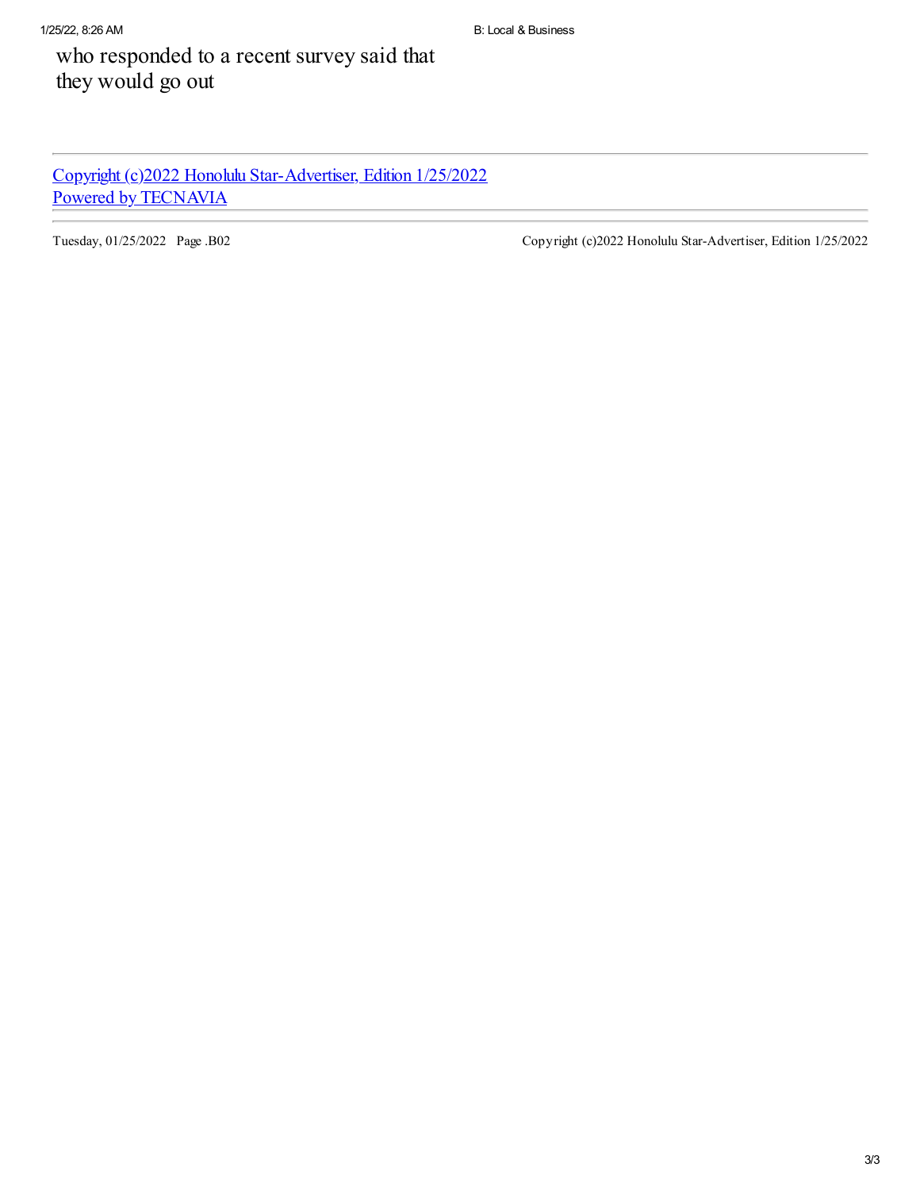who responded to a recent survey said that they would go out

---

Copyright (c)2022 Honolulu Star-Advertiser, Edition 1/25/2022
Powered by TECNAVIA

---

Tuesday, 01/25/2022 Page .B02 Copyright (c)2022 Honolulu Star-Advertiser, Edition 1/25/2022